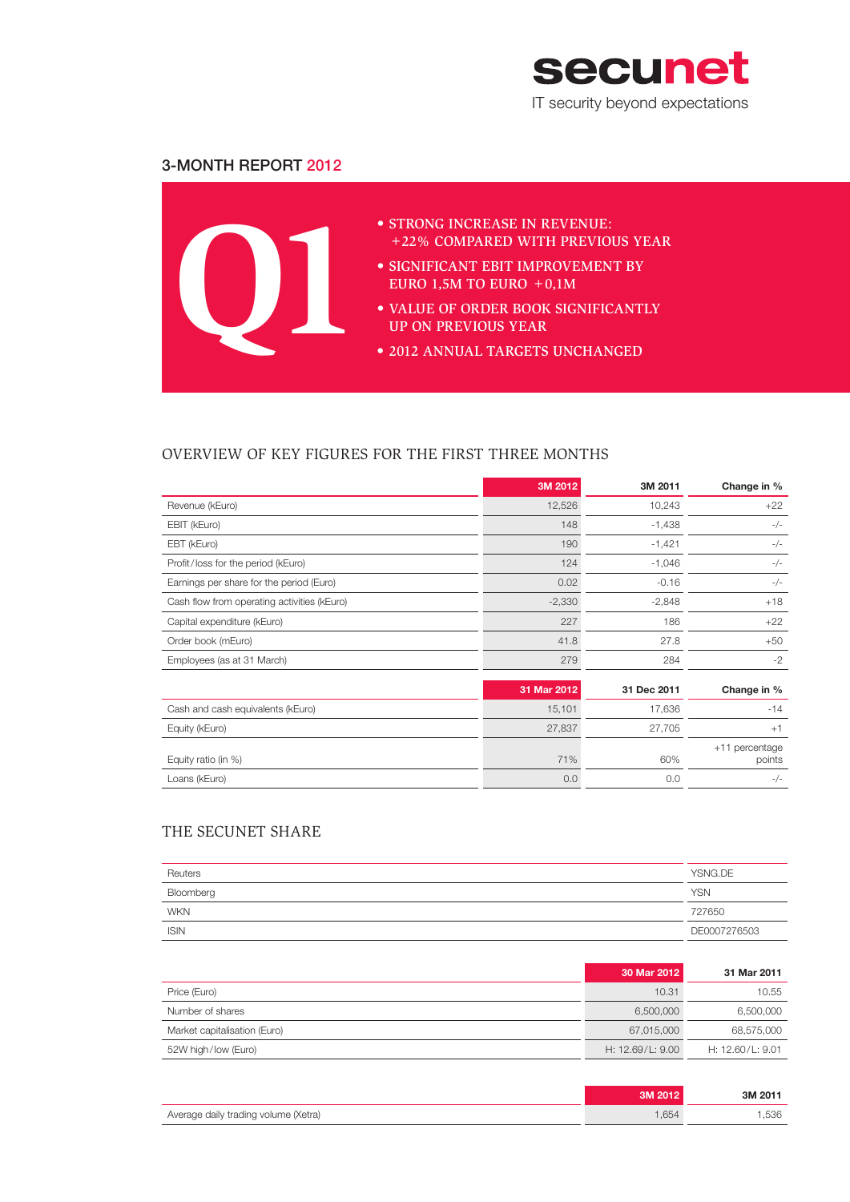secunet

IT security beyond expectations

# 3-MONTH REPORT 2012

Q1

- STRONG INCREASE IN REVENUE: +22% COMPARED WITH PREVIOUS YEAR
- SIGNIFICANT EBIT IMPROVEMENT BY EURO 1,5M TO EURO +0,1M
- VALUE OF ORDER BOOK SIGNIFICANTLY UP ON PREVIOUS YEAR
- 2012 ANNUAL TARGETS UNCHANGED

## OVERVIEW OF KEY FIGURES FOR THE FIRST THREE MONTHS

| | 3M 2012 | 3M 2011 | Change in % |
|---|---|---|---|
| Revenue (kEuro) | 12,526 | 10,243 | +22 |
| EBIT (kEuro) | 148 | -1,438 | -/- |
| EBT (kEuro) | 190 | -1,421 | -/- |
| Profit/loss for the period (kEuro) | 124 | -1,046 | -/- |
| Earnings per share for the period (Euro) | 0.02 | -0.16 | -/- |
| Cash flow from operating activities (kEuro) | -2,330 | -2,848 | +18 |
| Capital expenditure (kEuro) | 227 | 186 | +22 |
| Order book (mEuro) | 41.8 | 27.8 | +50 |
| Employees (as at 31 March) | 279 | 284 | -2 |

| | 31 Mar 2012 | 31 Dec 2011 | Change in % |
|---|---|---|---|
| Cash and cash equivalents (kEuro) | 15,101 | 17,636 | -14 |
| Equity (kEuro) | 27,837 | 27,705 | +1 |
| Equity ratio (in %) | 71% | 60% | +11 percentage points |
| Loans (kEuro) | 0.0 | 0.0 | -/- |

## THE SECUNET SHARE

| | |
|---|---|
| Reuters | YSNG.DE |
| Bloomberg | YSN |
| WKN | 727650 |
| ISIN | DE0007276503 |

| | 30 Mar 2012 | 31 Mar 2011 |
|---|---|---|
| Price (Euro) | 10.31 | 10.55 |
| Number of shares | 6,500,000 | 6,500,000 |
| Market capitalisation (Euro) | 67,015,000 | 68,575,000 |
| 52W high/low (Euro) | H: 12.69/L: 9.00 | H: 12.60/L: 9.01 |

| | 3M 2012 | 3M 2011 |
|---|---|---|
| Average daily trading volume (Xetra) | 1,654 | 1,536 |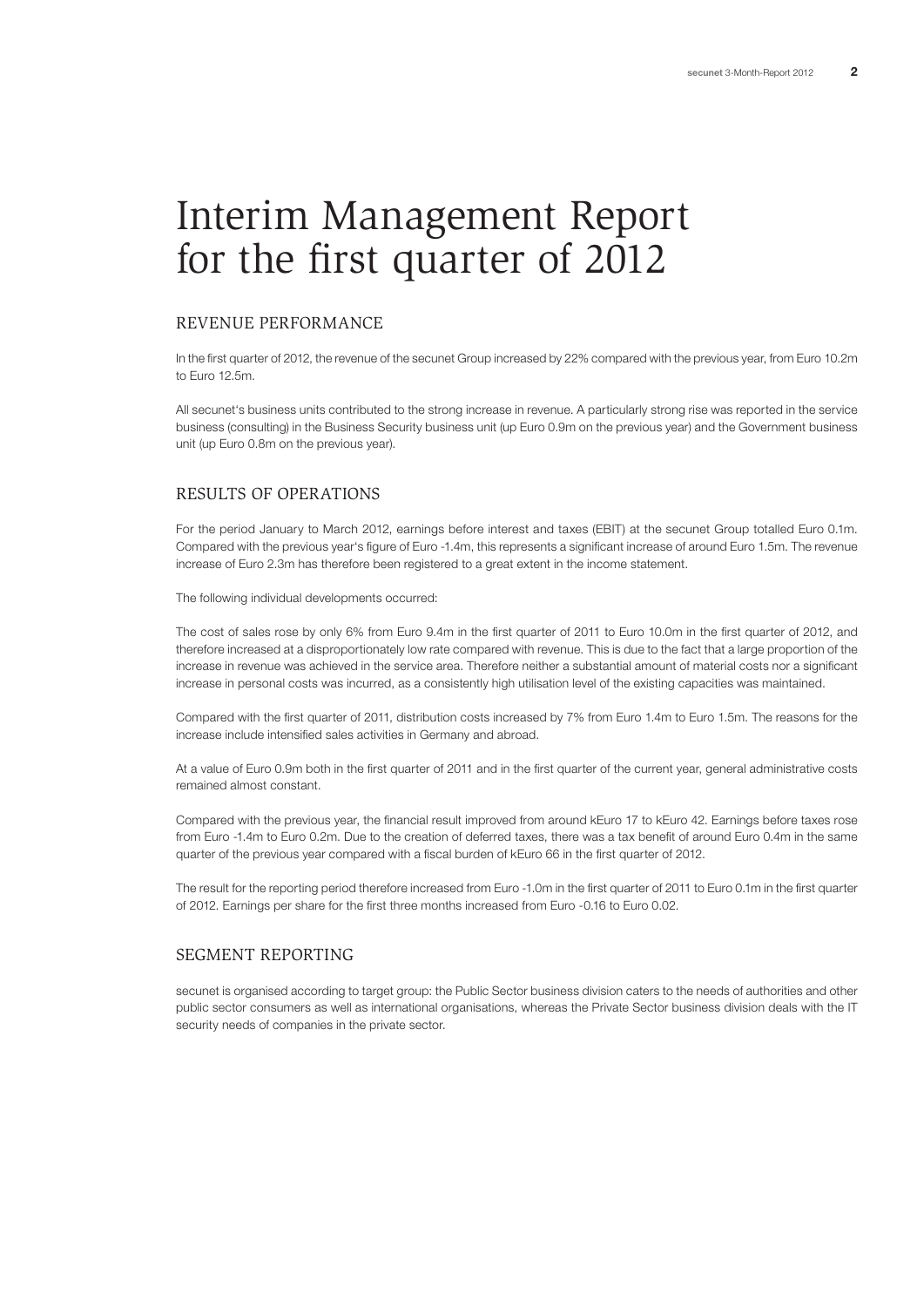# Interim Management Report for the first quarter of 2012

## REVENUE PERFORMANCE

In the first quarter of 2012, the revenue of the secunet Group increased by 22% compared with the previous year, from Euro 10.2m to Euro 12.5m.

All secunet's business units contributed to the strong increase in revenue. A particularly strong rise was reported in the service business (consulting) in the Business Security business unit (up Euro 0.9m on the previous year) and the Government business unit (up Euro 0.8m on the previous year).

## RESULTS OF OPERATIONS

For the period January to March 2012, earnings before interest and taxes (EBIT) at the secunet Group totalled Euro 0.1m. Compared with the previous year's figure of Euro -1.4m, this represents a significant increase of around Euro 1.5m. The revenue increase of Euro 2.3m has therefore been registered to a great extent in the income statement.

The following individual developments occurred:

The cost of sales rose by only 6% from Euro 9.4m in the first quarter of 2011 to Euro 10.0m in the first quarter of 2012, and therefore increased at a disproportionately low rate compared with revenue. This is due to the fact that a large proportion of the increase in revenue was achieved in the service area. Therefore neither a substantial amount of material costs nor a significant increase in personal costs was incurred, as a consistently high utilisation level of the existing capacities was maintained.

Compared with the first quarter of 2011, distribution costs increased by 7% from Euro 1.4m to Euro 1.5m. The reasons for the increase include intensified sales activities in Germany and abroad.

At a value of Euro 0.9m both in the first quarter of 2011 and in the first quarter of the current year, general administrative costs remained almost constant.

Compared with the previous year, the financial result improved from around kEuro 17 to kEuro 42. Earnings before taxes rose from Euro -1.4m to Euro 0.2m. Due to the creation of deferred taxes, there was a tax benefit of around Euro 0.4m in the same quarter of the previous year compared with a fiscal burden of kEuro 66 in the first quarter of 2012.

The result for the reporting period therefore increased from Euro -1.0m in the first quarter of 2011 to Euro 0.1m in the first quarter of 2012. Earnings per share for the first three months increased from Euro -0.16 to Euro 0.02.

## SEGMENT REPORTING

secunet is organised according to target group: the Public Sector business division caters to the needs of authorities and other public sector consumers as well as international organisations, whereas the Private Sector business division deals with the IT security needs of companies in the private sector.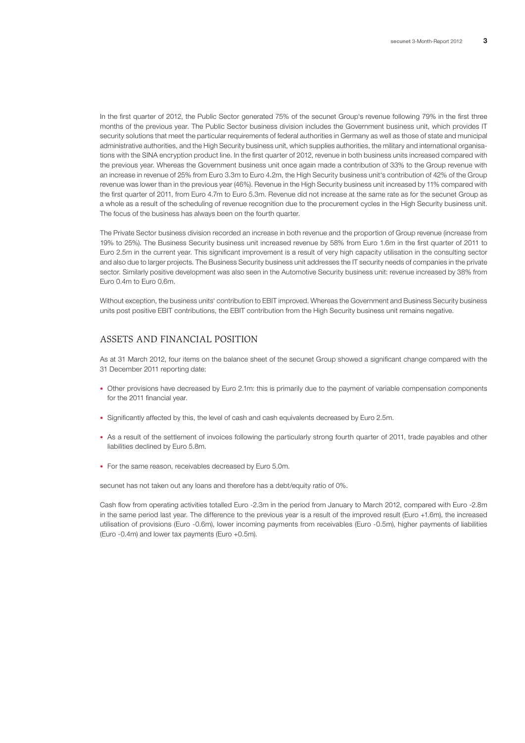In the first quarter of 2012, the Public Sector generated 75% of the secunet Group's revenue following 79% in the first three months of the previous year. The Public Sector business division includes the Government business unit, which provides IT security solutions that meet the particular requirements of federal authorities in Germany as well as those of state and municipal administrative authorities, and the High Security business unit, which supplies authorities, the military and international organisations with the SINA encryption product line. In the first quarter of 2012, revenue in both business units increased compared with the previous year. Whereas the Government business unit once again made a contribution of 33% to the Group revenue with an increase in revenue of 25% from Euro 3.3m to Euro 4.2m, the High Security business unit's contribution of 42% of the Group revenue was lower than in the previous year (46%). Revenue in the High Security business unit increased by 11% compared with the first quarter of 2011, from Euro 4.7m to Euro 5.3m. Revenue did not increase at the same rate as for the secunet Group as a whole as a result of the scheduling of revenue recognition due to the procurement cycles in the High Security business unit. The focus of the business has always been on the fourth quarter.

The Private Sector business division recorded an increase in both revenue and the proportion of Group revenue (increase from 19% to 25%). The Business Security business unit increased revenue by 58% from Euro 1.6m in the first quarter of 2011 to Euro 2.5m in the current year. This significant improvement is a result of very high capacity utilisation in the consulting sector and also due to larger projects. The Business Security business unit addresses the IT security needs of companies in the private sector. Similarly positive development was also seen in the Automotive Security business unit: revenue increased by 38% from Euro 0.4m to Euro 0.6m.

Without exception, the business units' contribution to EBIT improved. Whereas the Government and Business Security business units post positive EBIT contributions, the EBIT contribution from the High Security business unit remains negative.

## ASSETS AND FINANCIAL POSITION

As at 31 March 2012, four items on the balance sheet of the secunet Group showed a significant change compared with the 31 December 2011 reporting date:

- Other provisions have decreased by Euro 2.1m: this is primarily due to the payment of variable compensation components for the 2011 financial year.
- Significantly affected by this, the level of cash and cash equivalents decreased by Euro 2.5m.
- As a result of the settlement of invoices following the particularly strong fourth quarter of 2011, trade payables and other liabilities declined by Euro 5.8m.
- For the same reason, receivables decreased by Euro 5.0m.

secunet has not taken out any loans and therefore has a debt/equity ratio of 0%.

Cash flow from operating activities totalled Euro -2.3m in the period from January to March 2012, compared with Euro -2.8m in the same period last year. The difference to the previous year is a result of the improved result (Euro +1.6m), the increased utilisation of provisions (Euro -0.6m), lower incoming payments from receivables (Euro -0.5m), higher payments of liabilities (Euro -0.4m) and lower tax payments (Euro +0.5m).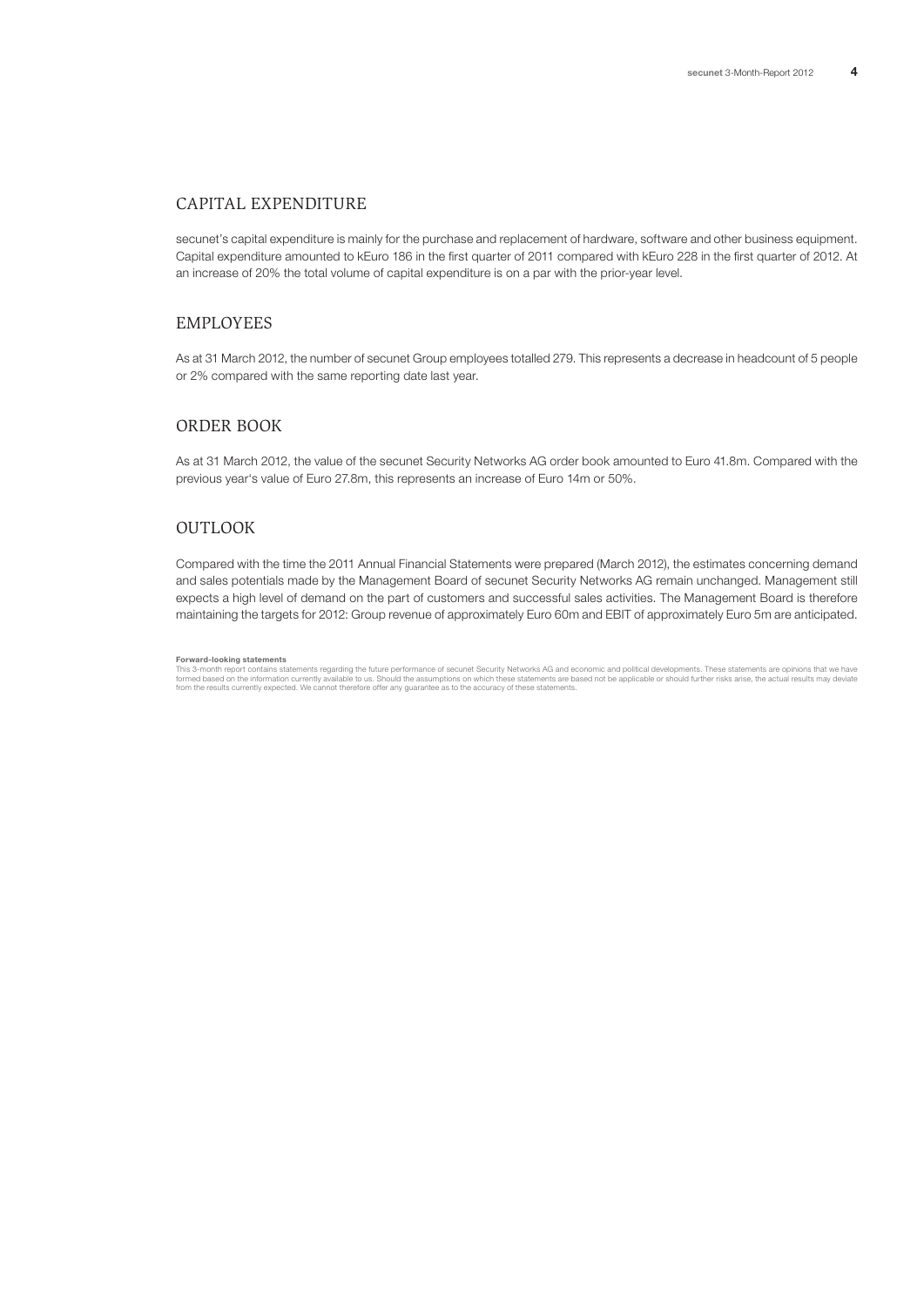## CAPITAL EXPENDITURE

secunet's capital expenditure is mainly for the purchase and replacement of hardware, software and other business equipment. Capital expenditure amounted to kEuro 186 in the first quarter of 2011 compared with kEuro 228 in the first quarter of 2012. At an increase of 20% the total volume of capital expenditure is on a par with the prior-year level.

## EMPLOYEES

As at 31 March 2012, the number of secunet Group employees totalled 279. This represents a decrease in headcount of 5 people or 2% compared with the same reporting date last year.

## ORDER BOOK

As at 31 March 2012, the value of the secunet Security Networks AG order book amounted to Euro 41.8m. Compared with the previous year's value of Euro 27.8m, this represents an increase of Euro 14m or 50%.

## OUTLOOK

Compared with the time the 2011 Annual Financial Statements were prepared (March 2012), the estimates concerning demand and sales potentials made by the Management Board of secunet Security Networks AG remain unchanged. Management still expects a high level of demand on the part of customers and successful sales activities. The Management Board is therefore maintaining the targets for 2012: Group revenue of approximately Euro 60m and EBIT of approximately Euro 5m are anticipated.

**Forward-looking statements**
This 3-month report contains statements regarding the future performance of secunet Security Networks AG and economic and political developments. These statements are opinions that we have formed based on the information currently available to us. Should the assumptions on which these statements are based not be applicable or should further risks arise, the actual results may deviate from the results currently expected. We cannot therefore offer any guarantee as to the accuracy of these statements.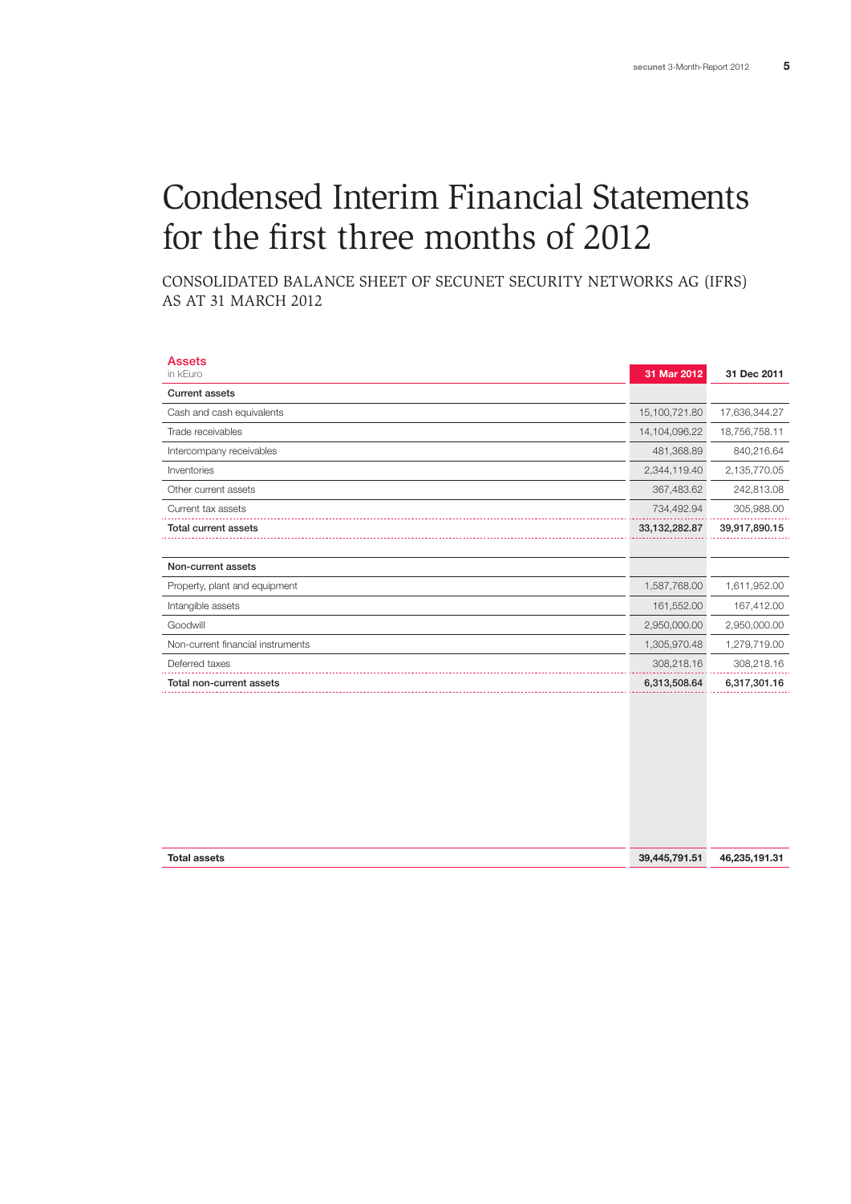# Condensed Interim Financial Statements for the first three months of 2012

## CONSOLIDATED BALANCE SHEET OF SECUNET SECURITY NETWORKS AG (IFRS) AS AT 31 MARCH 2012

| **Assets**<br>in kEuro | **31 Mar 2012** | **31 Dec 2011** |
|---|---|---|
| **Current assets** | | |
| Cash and cash equivalents | 15,100,721.80 | 17,636,344.27 |
| Trade receivables | 14,104,096.22 | 18,756,758.11 |
| Intercompany receivables | 481,368.89 | 840,216.64 |
| Inventories | 2,344,119.40 | 2,135,770.05 |
| Other current assets | 367,483.62 | 242,813.08 |
| Current tax assets | 734,492.94 | 305,988.00 |
| **Total current assets** | **33,132,282.87** | **39,917,890.15** |
| | | |
| Non-current assets | | |
| Property, plant and equipment | 1,587,768.00 | 1,611,952.00 |
| Intangible assets | 161,552.00 | 167,412.00 |
| Goodwill | 2,950,000.00 | 2,950,000.00 |
| Non-current financial instruments | 1,305,970.48 | 1,279,719.00 |
| Deferred taxes | 308,218.16 | 308,218.16 |
| **Total non-current assets** | **6,313,508.64** | **6,317,301.16** |
| | | |
| **Total assets** | **39,445,791.51** | **46,235,191.31** |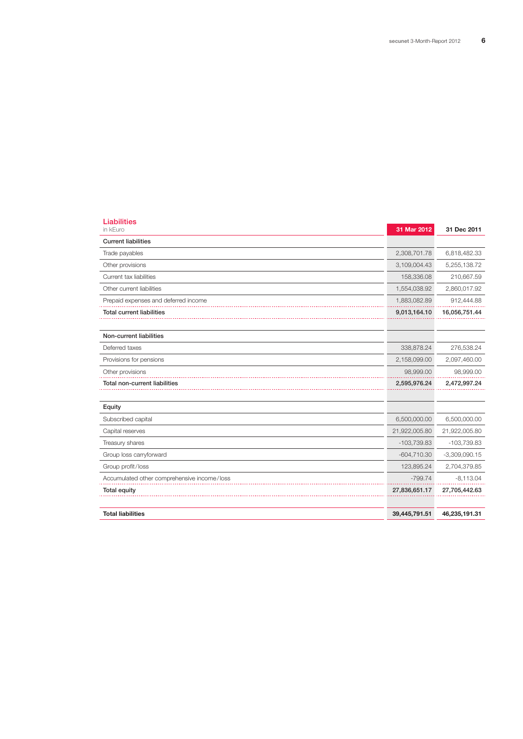## Liabilities

| in kEuro | 31 Mar 2012 | 31 Dec 2011 |
|---|---|---|
| **Current liabilities** | | |
| Trade payables | 2,308,701.78 | 6,818,482.33 |
| Other provisions | 3,109,004.43 | 5,255,138.72 |
| Current tax liabilities | 158,336.08 | 210,667.59 |
| Other current liabilities | 1,554,038.92 | 2,860,017.92 |
| Prepaid expenses and deferred income | 1,883,082.89 | 912,444.88 |
| **Total current liabilities** | **9,013,164.10** | **16,056,751.44** |
| | | |
| **Non-current liabilities** | | |
| Deferred taxes | 338,878.24 | 276,538.24 |
| Provisions for pensions | 2,158,099.00 | 2,097,460.00 |
| Other provisions | 98,999.00 | 98,999.00 |
| **Total non-current liabilities** | **2,595,976.24** | **2,472,997.24** |
| | | |
| **Equity** | | |
| Subscribed capital | 6,500,000.00 | 6,500,000.00 |
| Capital reserves | 21,922,005.80 | 21,922,005.80 |
| Treasury shares | -103,739.83 | -103,739.83 |
| Group loss carryforward | -604,710.30 | -3,309,090.15 |
| Group profit/loss | 123,895.24 | 2,704,379.85 |
| Accumulated other comprehensive income/loss | -799.74 | -8,113.04 |
| **Total equity** | **27,836,651.17** | **27,705,442.63** |
| | | |
| **Total liabilities** | **39,445,791.51** | **46,235,191.31** |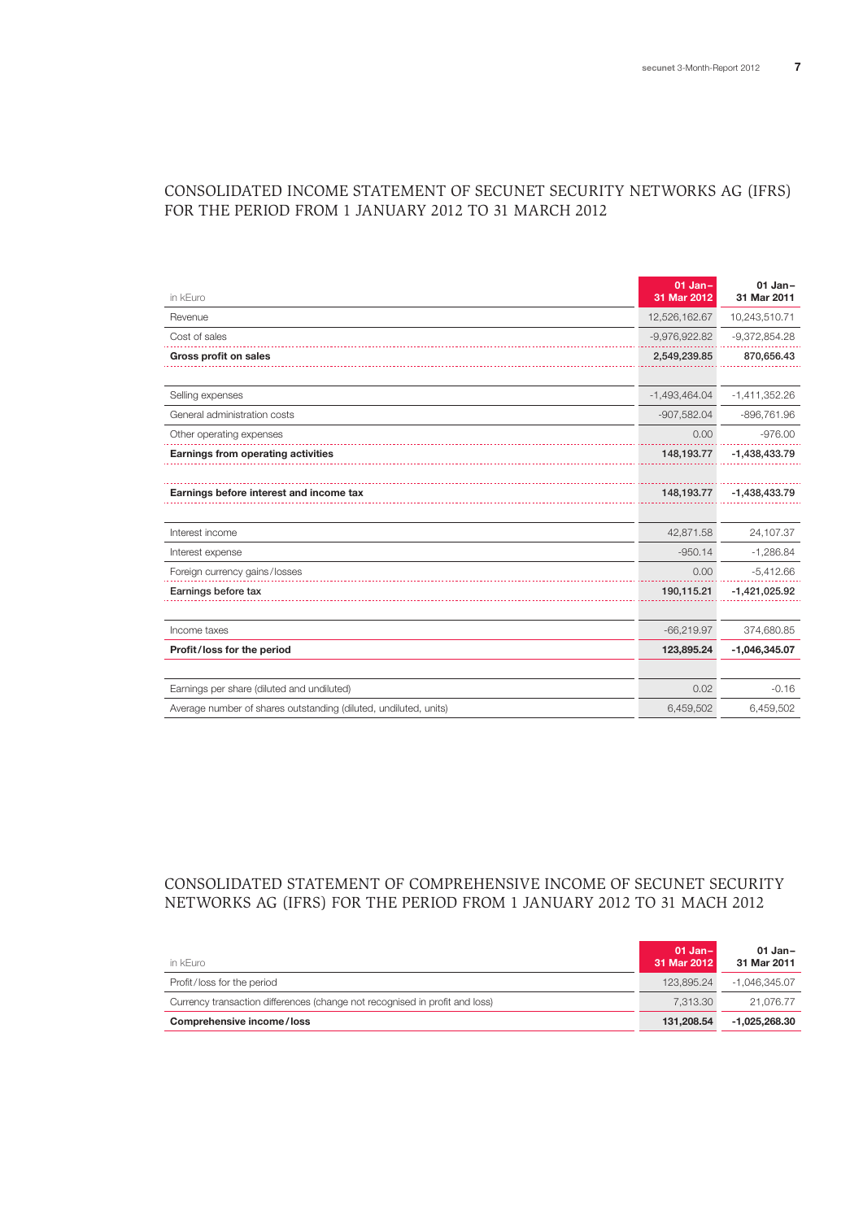## CONSOLIDATED INCOME STATEMENT OF SECUNET SECURITY NETWORKS AG (IFRS) FOR THE PERIOD FROM 1 JANUARY 2012 TO 31 MARCH 2012

| in kEuro | 01 Jan–31 Mar 2012 | 01 Jan–31 Mar 2011 |
|---|---|---|
| Revenue | 12,526,162.67 | 10,243,510.71 |
| Cost of sales | -9,976,922.82 | -9,372,854.28 |
| **Gross profit on sales** | **2,549,239.85** | **870,656.43** |
| | | |
| Selling expenses | -1,493,464.04 | -1,411,352.26 |
| General administration costs | -907,582.04 | -896,761.96 |
| Other operating expenses | 0.00 | -976.00 |
| **Earnings from operating activities** | **148,193.77** | **-1,438,433.79** |
| | | |
| **Earnings before interest and income tax** | **148,193.77** | **-1,438,433.79** |
| | | |
| Interest income | 42,871.58 | 24,107.37 |
| Interest expense | -950.14 | -1,286.84 |
| Foreign currency gains/losses | 0.00 | -5,412.66 |
| **Earnings before tax** | **190,115.21** | **-1,421,025.92** |
| | | |
| Income taxes | -66,219.97 | 374,680.85 |
| **Profit/loss for the period** | **123,895.24** | **-1,046,345.07** |
| | | |
| Earnings per share (diluted and undiluted) | 0.02 | -0.16 |
| Average number of shares outstanding (diluted, undiluted, units) | 6,459,502 | 6,459,502 |

## CONSOLIDATED STATEMENT OF COMPREHENSIVE INCOME OF SECUNET SECURITY NETWORKS AG (IFRS) FOR THE PERIOD FROM 1 JANUARY 2012 TO 31 MACH 2012

| in kEuro | 01 Jan–31 Mar 2012 | 01 Jan–31 Mar 2011 |
|---|---|---|
| Profit/loss for the period | 123,895.24 | -1,046,345.07 |
| Currency transaction differences (change not recognised in profit and loss) | 7,313.30 | 21,076.77 |
| **Comprehensive income/loss** | **131,208.54** | **-1,025,268.30** |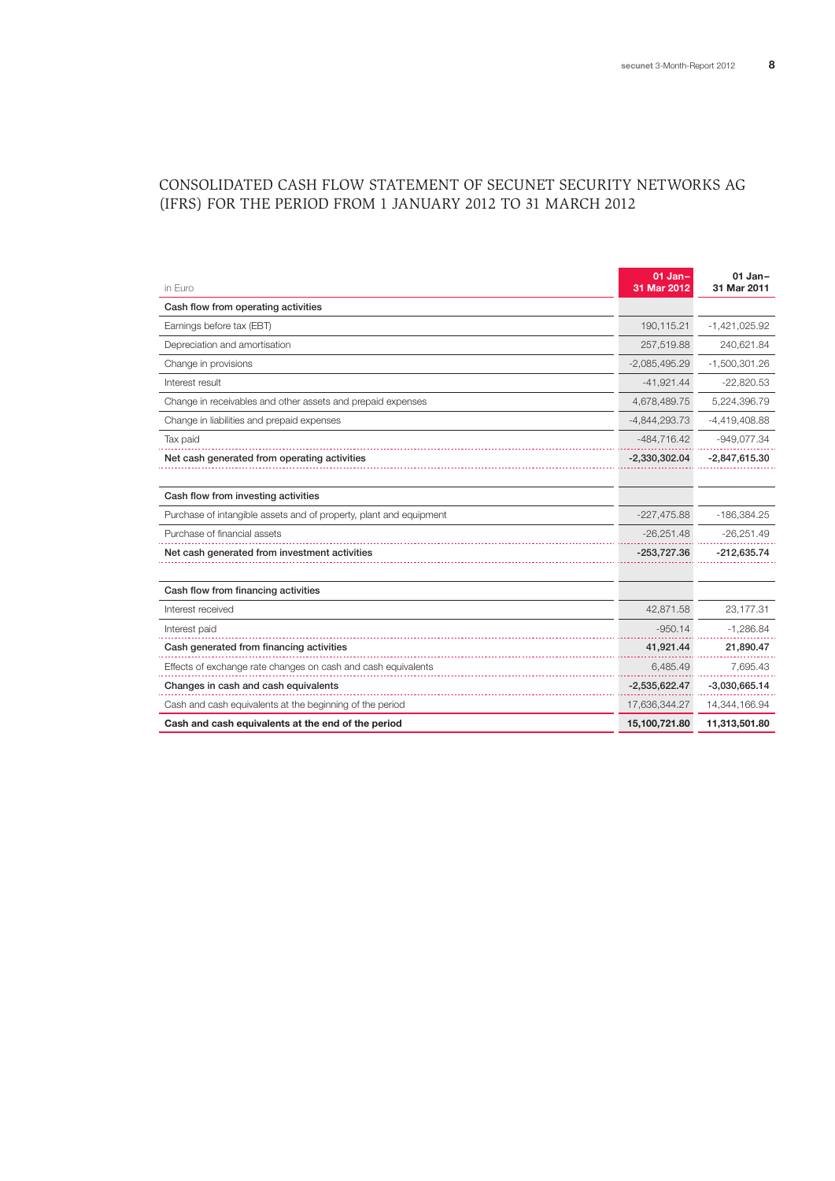# CONSOLIDATED CASH FLOW STATEMENT OF SECUNET SECURITY NETWORKS AG (IFRS) FOR THE PERIOD FROM 1 JANUARY 2012 TO 31 MARCH 2012

| in Euro | 01 Jan– 31 Mar 2012 | 01 Jan– 31 Mar 2011 |
|---|---|---|
| **Cash flow from operating activities** | | |
| Earnings before tax (EBT) | 190,115.21 | -1,421,025.92 |
| Depreciation and amortisation | 257,519.88 | 240,621.84 |
| Change in provisions | -2,085,495.29 | -1,500,301.26 |
| Interest result | -41,921.44 | -22,820.53 |
| Change in receivables and other assets and prepaid expenses | 4,678,489.75 | 5,224,396.79 |
| Change in liabilities and prepaid expenses | -4,844,293.73 | -4,419,408.88 |
| Tax paid | -484,716.42 | -949,077.34 |
| **Net cash generated from operating activities** | **-2,330,302.04** | **-2,847,615.30** |
| | | |
| **Cash flow from investing activities** | | |
| Purchase of intangible assets and of property, plant and equipment | -227,475.88 | -186,384.25 |
| Purchase of financial assets | -26,251.48 | -26,251.49 |
| **Net cash generated from investment activities** | **-253,727.36** | **-212,635.74** |
| | | |
| **Cash flow from financing activities** | | |
| Interest received | 42,871.58 | 23,177.31 |
| Interest paid | -950.14 | -1,286.84 |
| **Cash generated from financing activities** | **41,921.44** | **21,890.47** |
| Effects of exchange rate changes on cash and cash equivalents | 6,485.49 | 7,695.43 |
| **Changes in cash and cash equivalents** | **-2,535,622.47** | **-3,030,665.14** |
| Cash and cash equivalents at the beginning of the period | 17,636,344.27 | 14,344,166.94 |
| **Cash and cash equivalents at the end of the period** | **15,100,721.80** | **11,313,501.80** |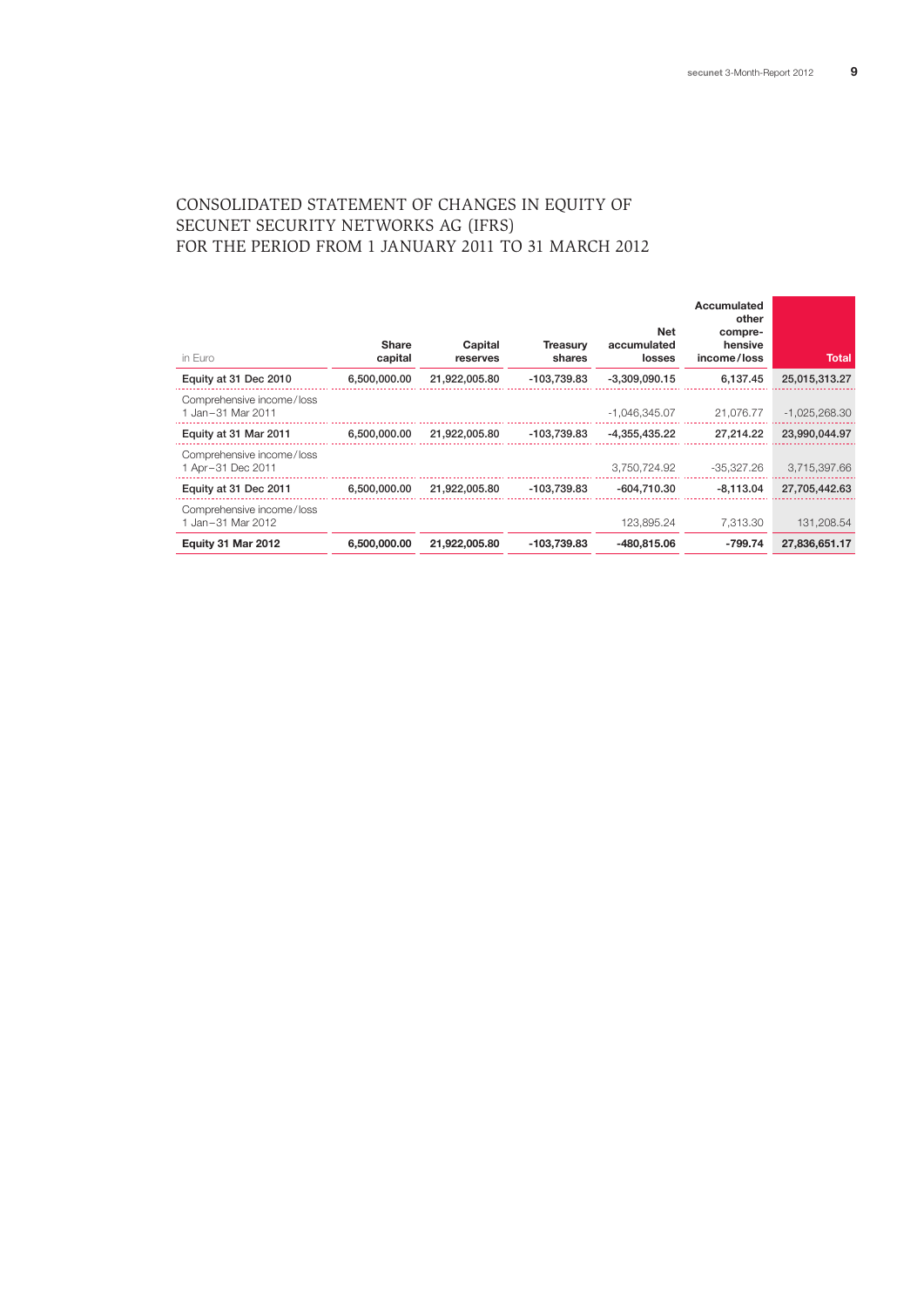# CONSOLIDATED STATEMENT OF CHANGES IN EQUITY OF SECUNET SECURITY NETWORKS AG (IFRS) FOR THE PERIOD FROM 1 JANUARY 2011 TO 31 MARCH 2012

| in Euro | Share capital | Capital reserves | Treasury shares | Net accumulated losses | Accumulated other compre-hensive income/loss | Total |
|---|---|---|---|---|---|---|
| **Equity at 31 Dec 2010** | **6,500,000.00** | **21,922,005.80** | **-103,739.83** | **-3,309,090.15** | **6,137.45** | **25,015,313.27** |
| Comprehensive income/loss 1 Jan–31 Mar 2011 | | | | -1,046,345.07 | 21,076.77 | -1,025,268.30 |
| **Equity at 31 Mar 2011** | **6,500,000.00** | **21,922,005.80** | **-103,739.83** | **-4,355,435.22** | **27,214.22** | **23,990,044.97** |
| Comprehensive income/loss 1 Apr–31 Dec 2011 | | | | 3,750,724.92 | -35,327.26 | 3,715,397.66 |
| **Equity at 31 Dec 2011** | **6,500,000.00** | **21,922,005.80** | **-103,739.83** | **-604,710.30** | **-8,113.04** | **27,705,442.63** |
| Comprehensive income/loss 1 Jan–31 Mar 2012 | | | | 123,895.24 | 7,313.30 | 131,208.54 |
| **Equity 31 Mar 2012** | **6,500,000.00** | **21,922,005.80** | **-103,739.83** | **-480,815.06** | **-799.74** | **27,836,651.17** |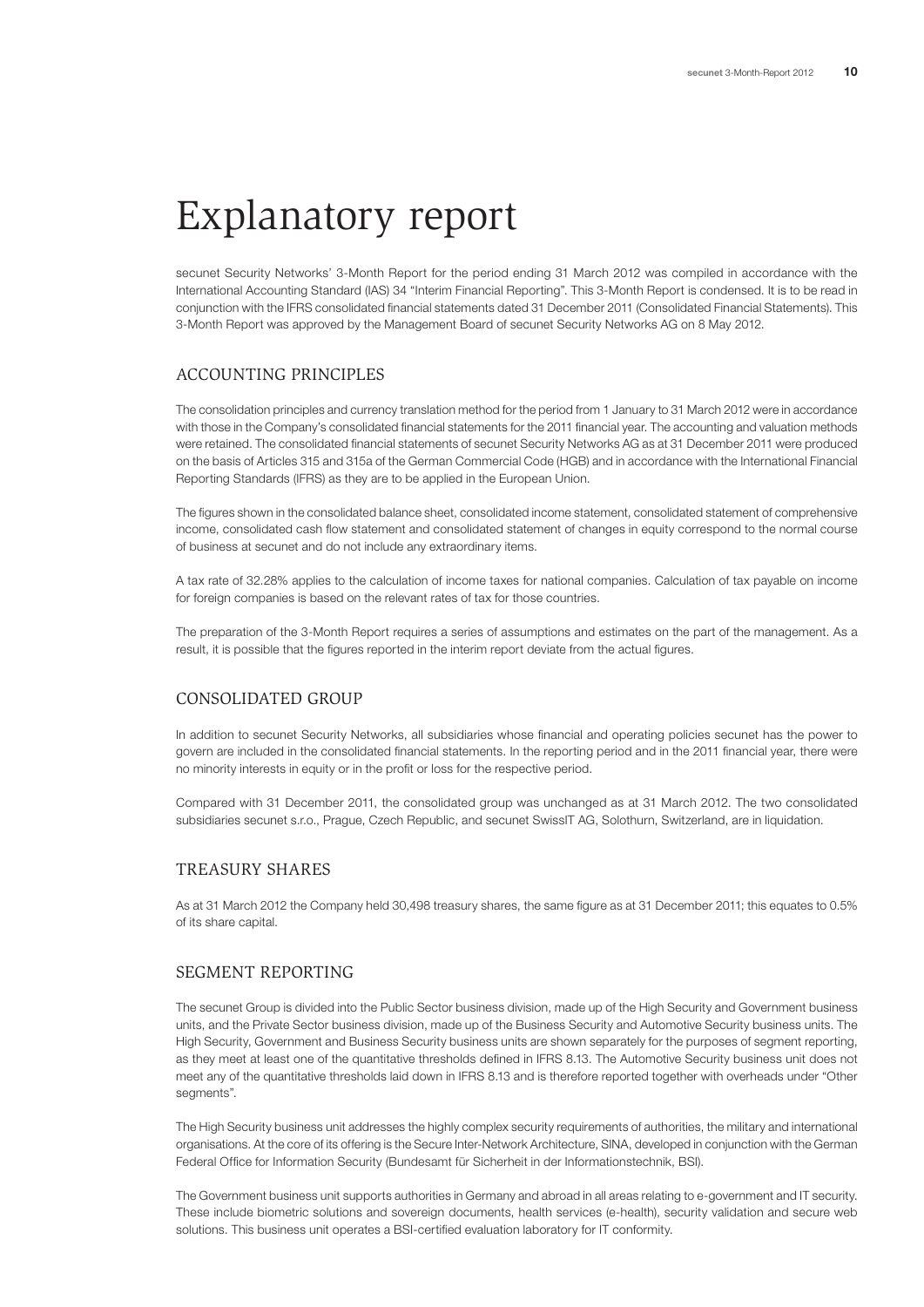# Explanatory report

secunet Security Networks' 3-Month Report for the period ending 31 March 2012 was compiled in accordance with the International Accounting Standard (IAS) 34 "Interim Financial Reporting". This 3-Month Report is condensed. It is to be read in conjunction with the IFRS consolidated financial statements dated 31 December 2011 (Consolidated Financial Statements). This 3-Month Report was approved by the Management Board of secunet Security Networks AG on 8 May 2012.

## ACCOUNTING PRINCIPLES

The consolidation principles and currency translation method for the period from 1 January to 31 March 2012 were in accordance with those in the Company's consolidated financial statements for the 2011 financial year. The accounting and valuation methods were retained. The consolidated financial statements of secunet Security Networks AG as at 31 December 2011 were produced on the basis of Articles 315 and 315a of the German Commercial Code (HGB) and in accordance with the International Financial Reporting Standards (IFRS) as they are to be applied in the European Union.

The figures shown in the consolidated balance sheet, consolidated income statement, consolidated statement of comprehensive income, consolidated cash flow statement and consolidated statement of changes in equity correspond to the normal course of business at secunet and do not include any extraordinary items.

A tax rate of 32.28% applies to the calculation of income taxes for national companies. Calculation of tax payable on income for foreign companies is based on the relevant rates of tax for those countries.

The preparation of the 3-Month Report requires a series of assumptions and estimates on the part of the management. As a result, it is possible that the figures reported in the interim report deviate from the actual figures.

## CONSOLIDATED GROUP

In addition to secunet Security Networks, all subsidiaries whose financial and operating policies secunet has the power to govern are included in the consolidated financial statements. In the reporting period and in the 2011 financial year, there were no minority interests in equity or in the profit or loss for the respective period.

Compared with 31 December 2011, the consolidated group was unchanged as at 31 March 2012. The two consolidated subsidiaries secunet s.r.o., Prague, Czech Republic, and secunet SwissIT AG, Solothurn, Switzerland, are in liquidation.

## TREASURY SHARES

As at 31 March 2012 the Company held 30,498 treasury shares, the same figure as at 31 December 2011; this equates to 0.5% of its share capital.

## SEGMENT REPORTING

The secunet Group is divided into the Public Sector business division, made up of the High Security and Government business units, and the Private Sector business division, made up of the Business Security and Automotive Security business units. The High Security, Government and Business Security business units are shown separately for the purposes of segment reporting, as they meet at least one of the quantitative thresholds defined in IFRS 8.13. The Automotive Security business unit does not meet any of the quantitative thresholds laid down in IFRS 8.13 and is therefore reported together with overheads under "Other segments".

The High Security business unit addresses the highly complex security requirements of authorities, the military and international organisations. At the core of its offering is the Secure Inter-Network Architecture, SINA, developed in conjunction with the German Federal Office for Information Security (Bundesamt für Sicherheit in der Informationstechnik, BSI).

The Government business unit supports authorities in Germany and abroad in all areas relating to e-government and IT security. These include biometric solutions and sovereign documents, health services (e-health), security validation and secure web solutions. This business unit operates a BSI-certified evaluation laboratory for IT conformity.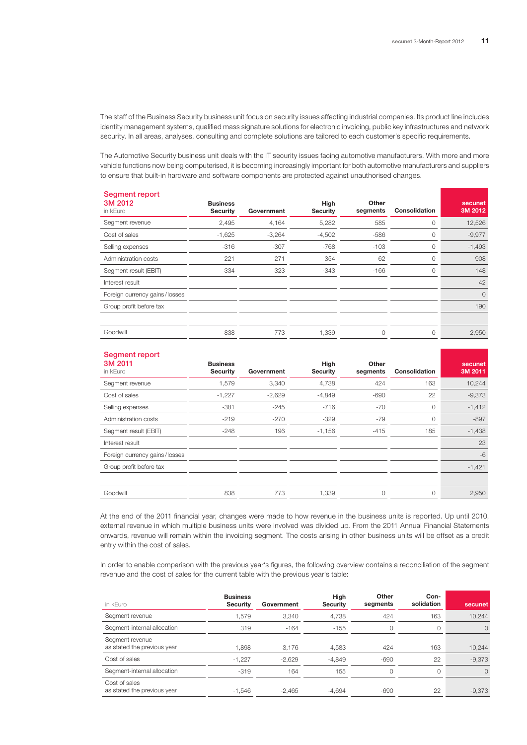The staff of the Business Security business unit focus on security issues affecting industrial companies. Its product line includes identity management systems, qualified mass signature solutions for electronic invoicing, public key infrastructures and network security. In all areas, analyses, consulting and complete solutions are tailored to each customer's specific requirements.

The Automotive Security business unit deals with the IT security issues facing automotive manufacturers. With more and more vehicle functions now being computerised, it is becoming increasingly important for both automotive manufacturers and suppliers to ensure that built-in hardware and software components are protected against unauthorised changes.

| Segment report 3M 2012 in kEuro | Business Security | Government | High Security | Other segments | Consolidation | secunet 3M 2012 |
|---|---|---|---|---|---|---|
| Segment revenue | 2,495 | 4,164 | 5,282 | 585 | 0 | 12,526 |
| Cost of sales | -1,625 | -3,264 | -4,502 | -586 | 0 | -9,977 |
| Selling expenses | -316 | -307 | -768 | -103 | 0 | -1,493 |
| Administration costs | -221 | -271 | -354 | -62 | 0 | -908 |
| Segment result (EBIT) | 334 | 323 | -343 | -166 | 0 | 148 |
| Interest result | | | | | | 42 |
| Foreign currency gains/losses | | | | | | 0 |
| Group profit before tax | | | | | | 190 |
| | | | | | | |
| Goodwill | 838 | 773 | 1,339 | 0 | 0 | 2,950 |

| Segment report 3M 2011 in kEuro | Business Security | Government | High Security | Other segments | Consolidation | secunet 3M 2011 |
|---|---|---|---|---|---|---|
| Segment revenue | 1,579 | 3,340 | 4,738 | 424 | 163 | 10,244 |
| Cost of sales | -1,227 | -2,629 | -4,849 | -690 | 22 | -9,373 |
| Selling expenses | -381 | -245 | -716 | -70 | 0 | -1,412 |
| Administration costs | -219 | -270 | -329 | -79 | 0 | -897 |
| Segment result (EBIT) | -248 | 196 | -1,156 | -415 | 185 | -1,438 |
| Interest result | | | | | | 23 |
| Foreign currency gains/losses | | | | | | -6 |
| Group profit before tax | | | | | | -1,421 |
| | | | | | | |
| Goodwill | 838 | 773 | 1,339 | 0 | 0 | 2,950 |

At the end of the 2011 financial year, changes were made to how revenue in the business units is reported. Up until 2010, external revenue in which multiple business units were involved was divided up. From the 2011 Annual Financial Statements onwards, revenue will remain within the invoicing segment. The costs arising in other business units will be offset as a credit entry within the cost of sales.

In order to enable comparison with the previous year's figures, the following overview contains a reconciliation of the segment revenue and the cost of sales for the current table with the previous year's table:

| in kEuro | Business Security | Government | High Security | Other segments | Con-solidation | secunet |
|---|---|---|---|---|---|---|
| Segment revenue | 1,579 | 3,340 | 4,738 | 424 | 163 | 10,244 |
| Segment-internal allocation | 319 | -164 | -155 | 0 | 0 | 0 |
| Segment revenue as stated the previous year | 1,898 | 3,176 | 4,583 | 424 | 163 | 10,244 |
| Cost of sales | -1,227 | -2,629 | -4,849 | -690 | 22 | -9,373 |
| Segment-internal allocation | -319 | 164 | 155 | 0 | 0 | 0 |
| Cost of sales as stated the previous year | -1,546 | -2,465 | -4,694 | -690 | 22 | -9,373 |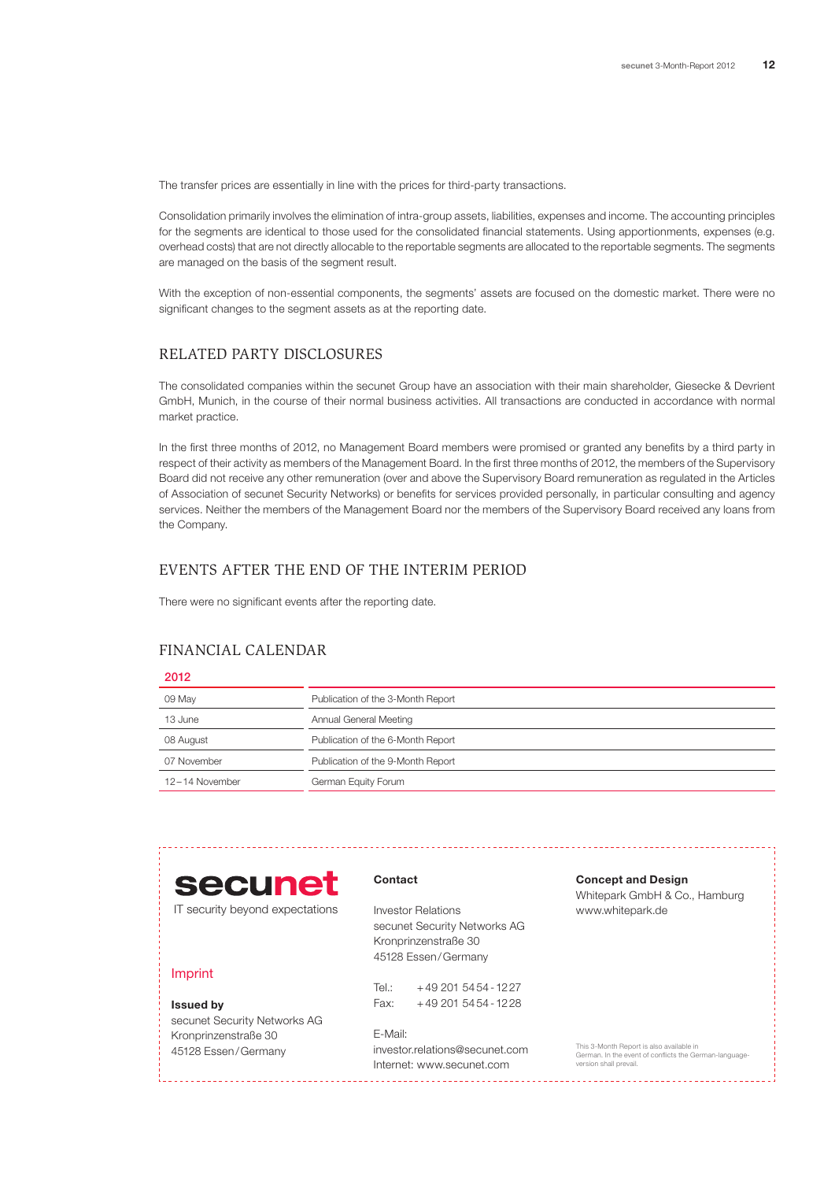The transfer prices are essentially in line with the prices for third-party transactions.

Consolidation primarily involves the elimination of intra-group assets, liabilities, expenses and income. The accounting principles for the segments are identical to those used for the consolidated financial statements. Using apportionments, expenses (e.g. overhead costs) that are not directly allocable to the reportable segments are allocated to the reportable segments. The segments are managed on the basis of the segment result.

With the exception of non-essential components, the segments' assets are focused on the domestic market. There were no significant changes to the segment assets as at the reporting date.

## RELATED PARTY DISCLOSURES

The consolidated companies within the secunet Group have an association with their main shareholder, Giesecke & Devrient GmbH, Munich, in the course of their normal business activities. All transactions are conducted in accordance with normal market practice.

In the first three months of 2012, no Management Board members were promised or granted any benefits by a third party in respect of their activity as members of the Management Board. In the first three months of 2012, the members of the Supervisory Board did not receive any other remuneration (over and above the Supervisory Board remuneration as regulated in the Articles of Association of secunet Security Networks) or benefits for services provided personally, in particular consulting and agency services. Neither the members of the Management Board nor the members of the Supervisory Board received any loans from the Company.

## EVENTS AFTER THE END OF THE INTERIM PERIOD

There were no significant events after the reporting date.

## FINANCIAL CALENDAR

| 2012 | |
|---|---|
| 09 May | Publication of the 3-Month Report |
| 13 June | Annual General Meeting |
| 08 August | Publication of the 6-Month Report |
| 07 November | Publication of the 9-Month Report |
| 12–14 November | German Equity Forum |

**secunet**

IT security beyond expectations

### Imprint

**Issued by**
secunet Security Networks AG
Kronprinzenstraße 30
45128 Essen/Germany

**Contact**

Investor Relations
secunet Security Networks AG
Kronprinzenstraße 30
45128 Essen/Germany

Tel.: +49 201 5454-1227
Fax: +49 201 5454-1228

E-Mail:
investor.relations@secunet.com
Internet: www.secunet.com

**Concept and Design**
Whitepark GmbH & Co., Hamburg
www.whitepark.de

This 3-Month Report is also available in German. In the event of conflicts the German-language-version shall prevail.